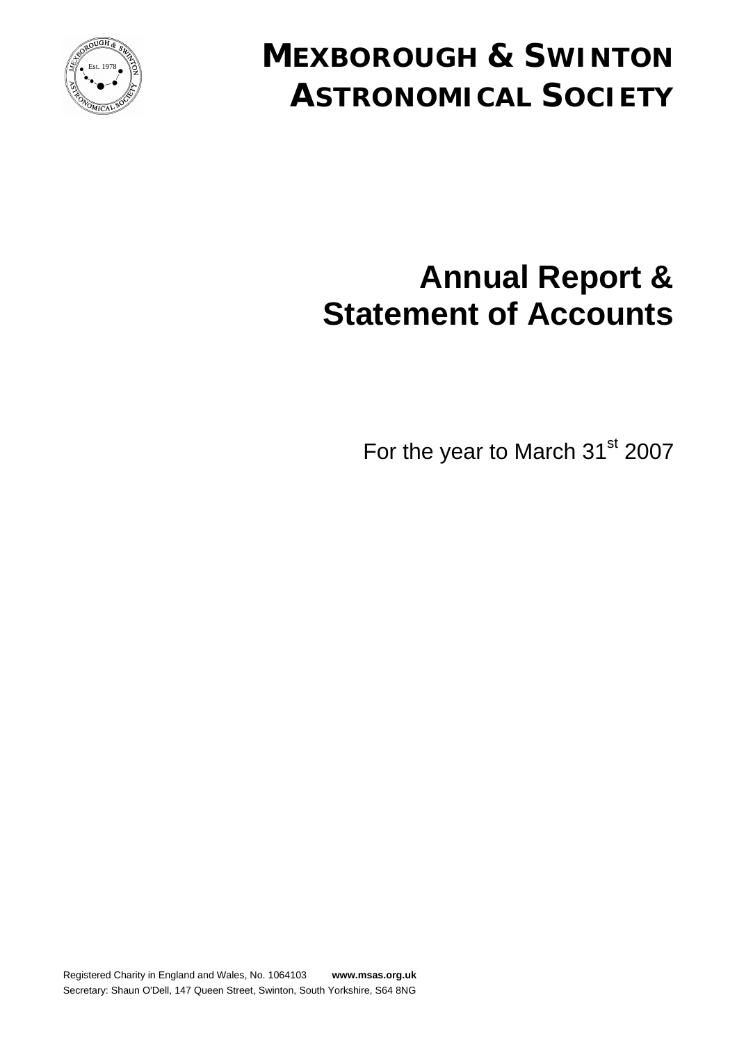# MEXBOROUGH & SWINTON ASTRONOMICAL SOCIETY

# Annual Report & Statement of Accounts

For the year to March 31st 2007

Registered Charity in England and Wales, No. 1064103 **www.msas.org.uk**

Secretary: Shaun O'Dell, 147 Queen Street, Swinton, South Yorkshire, S64 8NG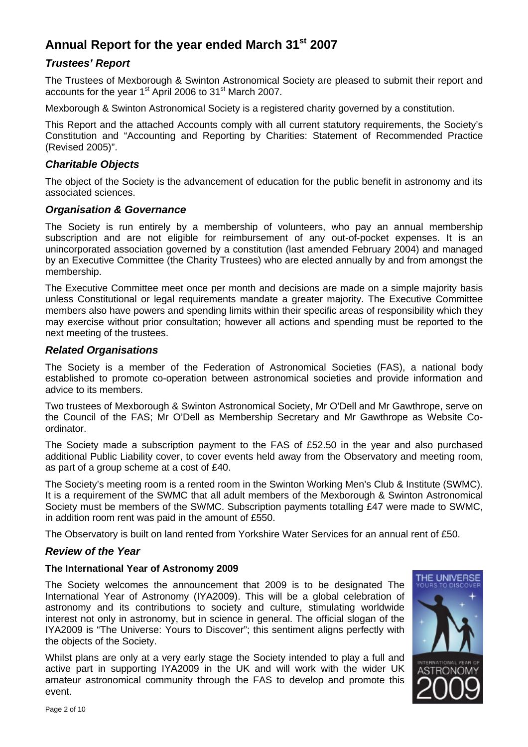# Annual Report for the year ended March 31st 2007

## *Trustees' Report*

The Trustees of Mexborough & Swinton Astronomical Society are pleased to submit their report and accounts for the year 1st April 2006 to 31st March 2007.

Mexborough & Swinton Astronomical Society is a registered charity governed by a constitution.

This Report and the attached Accounts comply with all current statutory requirements, the Society's Constitution and "Accounting and Reporting by Charities: Statement of Recommended Practice (Revised 2005)".

## *Charitable Objects*

The object of the Society is the advancement of education for the public benefit in astronomy and its associated sciences.

## *Organisation & Governance*

The Society is run entirely by a membership of volunteers, who pay an annual membership subscription and are not eligible for reimbursement of any out-of-pocket expenses. It is an unincorporated association governed by a constitution (last amended February 2004) and managed by an Executive Committee (the Charity Trustees) who are elected annually by and from amongst the membership.

The Executive Committee meet once per month and decisions are made on a simple majority basis unless Constitutional or legal requirements mandate a greater majority. The Executive Committee members also have powers and spending limits within their specific areas of responsibility which they may exercise without prior consultation; however all actions and spending must be reported to the next meeting of the trustees.

## *Related Organisations*

The Society is a member of the Federation of Astronomical Societies (FAS), a national body established to promote co-operation between astronomical societies and provide information and advice to its members.

Two trustees of Mexborough & Swinton Astronomical Society, Mr O'Dell and Mr Gawthrope, serve on the Council of the FAS; Mr O'Dell as Membership Secretary and Mr Gawthrope as Website Co-ordinator.

The Society made a subscription payment to the FAS of £52.50 in the year and also purchased additional Public Liability cover, to cover events held away from the Observatory and meeting room, as part of a group scheme at a cost of £40.

The Society's meeting room is a rented room in the Swinton Working Men's Club & Institute (SWMC). It is a requirement of the SWMC that all adult members of the Mexborough & Swinton Astronomical Society must be members of the SWMC. Subscription payments totalling £47 were made to SWMC, in addition room rent was paid in the amount of £550.

The Observatory is built on land rented from Yorkshire Water Services for an annual rent of £50.

## *Review of the Year*

### The International Year of Astronomy 2009

The Society welcomes the announcement that 2009 is to be designated The International Year of Astronomy (IYA2009). This will be a global celebration of astronomy and its contributions to society and culture, stimulating worldwide interest not only in astronomy, but in science in general. The official slogan of the IYA2009 is "The Universe: Yours to Discover"; this sentiment aligns perfectly with the objects of the Society.

Whilst plans are only at a very early stage the Society intended to play a full and active part in supporting IYA2009 in the UK and will work with the wider UK amateur astronomical community through the FAS to develop and promote this event.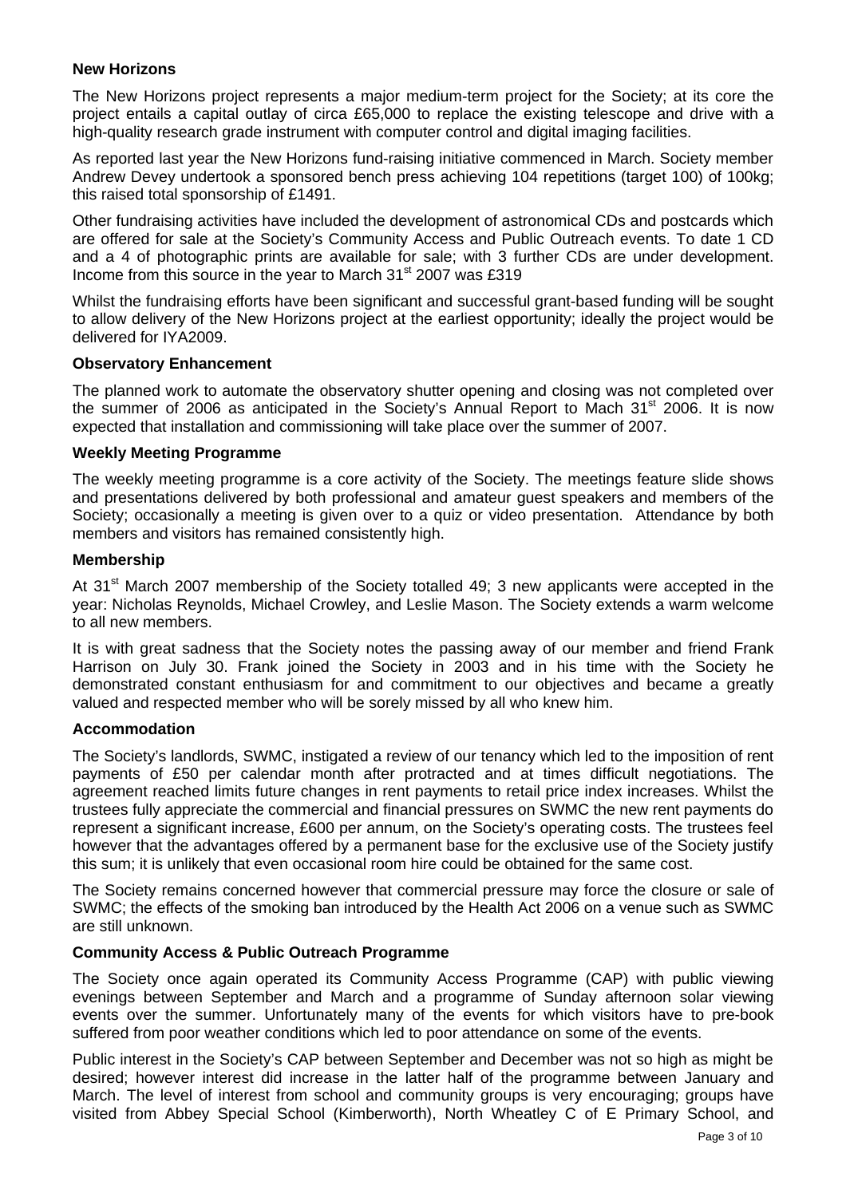**New Horizons**

The New Horizons project represents a major medium-term project for the Society; at its core the project entails a capital outlay of circa £65,000 to replace the existing telescope and drive with a high-quality research grade instrument with computer control and digital imaging facilities.

As reported last year the New Horizons fund-raising initiative commenced in March. Society member Andrew Devey undertook a sponsored bench press achieving 104 repetitions (target 100) of 100kg; this raised total sponsorship of £1491.

Other fundraising activities have included the development of astronomical CDs and postcards which are offered for sale at the Society's Community Access and Public Outreach events. To date 1 CD and a 4 of photographic prints are available for sale; with 3 further CDs are under development. Income from this source in the year to March 31st 2007 was £319

Whilst the fundraising efforts have been significant and successful grant-based funding will be sought to allow delivery of the New Horizons project at the earliest opportunity; ideally the project would be delivered for IYA2009.

**Observatory Enhancement**

The planned work to automate the observatory shutter opening and closing was not completed over the summer of 2006 as anticipated in the Society's Annual Report to Mach 31st 2006. It is now expected that installation and commissioning will take place over the summer of 2007.

**Weekly Meeting Programme**

The weekly meeting programme is a core activity of the Society. The meetings feature slide shows and presentations delivered by both professional and amateur guest speakers and members of the Society; occasionally a meeting is given over to a quiz or video presentation. Attendance by both members and visitors has remained consistently high.

**Membership**

At 31st March 2007 membership of the Society totalled 49; 3 new applicants were accepted in the year: Nicholas Reynolds, Michael Crowley, and Leslie Mason. The Society extends a warm welcome to all new members.

It is with great sadness that the Society notes the passing away of our member and friend Frank Harrison on July 30. Frank joined the Society in 2003 and in his time with the Society he demonstrated constant enthusiasm for and commitment to our objectives and became a greatly valued and respected member who will be sorely missed by all who knew him.

**Accommodation**

The Society's landlords, SWMC, instigated a review of our tenancy which led to the imposition of rent payments of £50 per calendar month after protracted and at times difficult negotiations. The agreement reached limits future changes in rent payments to retail price index increases. Whilst the trustees fully appreciate the commercial and financial pressures on SWMC the new rent payments do represent a significant increase, £600 per annum, on the Society's operating costs. The trustees feel however that the advantages offered by a permanent base for the exclusive use of the Society justify this sum; it is unlikely that even occasional room hire could be obtained for the same cost.

The Society remains concerned however that commercial pressure may force the closure or sale of SWMC; the effects of the smoking ban introduced by the Health Act 2006 on a venue such as SWMC are still unknown.

**Community Access & Public Outreach Programme**

The Society once again operated its Community Access Programme (CAP) with public viewing evenings between September and March and a programme of Sunday afternoon solar viewing events over the summer. Unfortunately many of the events for which visitors have to pre-book suffered from poor weather conditions which led to poor attendance on some of the events.

Public interest in the Society's CAP between September and December was not so high as might be desired; however interest did increase in the latter half of the programme between January and March. The level of interest from school and community groups is very encouraging; groups have visited from Abbey Special School (Kimberworth), North Wheatley C of E Primary School, and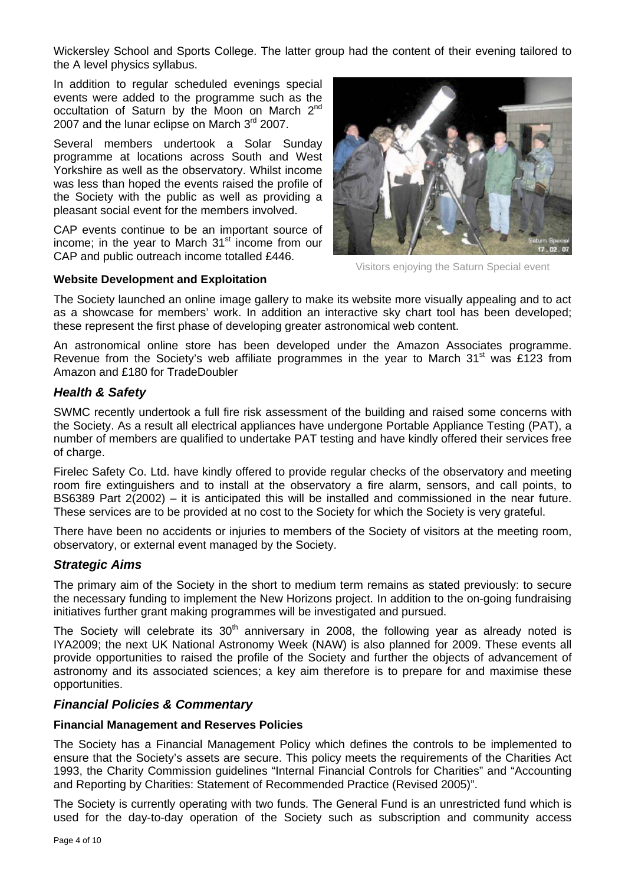Wickersley School and Sports College. The latter group had the content of their evening tailored to the A level physics syllabus.

In addition to regular scheduled evenings special events were added to the programme such as the occultation of Saturn by the Moon on March 2nd 2007 and the lunar eclipse on March 3rd 2007.

Several members undertook a Solar Sunday programme at locations across South and West Yorkshire as well as the observatory. Whilst income was less than hoped the events raised the profile of the Society with the public as well as providing a pleasant social event for the members involved.

CAP events continue to be an important source of income; in the year to March 31st income from our CAP and public outreach income totalled £446.

Visitors enjoying the Saturn Special event

**Website Development and Exploitation**

The Society launched an online image gallery to make its website more visually appealing and to act as a showcase for members' work. In addition an interactive sky chart tool has been developed; these represent the first phase of developing greater astronomical web content.

An astronomical online store has been developed under the Amazon Associates programme. Revenue from the Society's web affiliate programmes in the year to March 31st was £123 from Amazon and £180 for TradeDoubler

## *Health & Safety*

SWMC recently undertook a full fire risk assessment of the building and raised some concerns with the Society. As a result all electrical appliances have undergone Portable Appliance Testing (PAT), a number of members are qualified to undertake PAT testing and have kindly offered their services free of charge.

Firelec Safety Co. Ltd. have kindly offered to provide regular checks of the observatory and meeting room fire extinguishers and to install at the observatory a fire alarm, sensors, and call points, to BS6389 Part 2(2002) – it is anticipated this will be installed and commissioned in the near future. These services are to be provided at no cost to the Society for which the Society is very grateful.

There have been no accidents or injuries to members of the Society of visitors at the meeting room, observatory, or external event managed by the Society.

## *Strategic Aims*

The primary aim of the Society in the short to medium term remains as stated previously: to secure the necessary funding to implement the New Horizons project. In addition to the on-going fundraising initiatives further grant making programmes will be investigated and pursued.

The Society will celebrate its 30th anniversary in 2008, the following year as already noted is IYA2009; the next UK National Astronomy Week (NAW) is also planned for 2009. These events all provide opportunities to raised the profile of the Society and further the objects of advancement of astronomy and its associated sciences; a key aim therefore is to prepare for and maximise these opportunities.

## *Financial Policies & Commentary*

**Financial Management and Reserves Policies**

The Society has a Financial Management Policy which defines the controls to be implemented to ensure that the Society's assets are secure. This policy meets the requirements of the Charities Act 1993, the Charity Commission guidelines "Internal Financial Controls for Charities" and "Accounting and Reporting by Charities: Statement of Recommended Practice (Revised 2005)".

The Society is currently operating with two funds. The General Fund is an unrestricted fund which is used for the day-to-day operation of the Society such as subscription and community access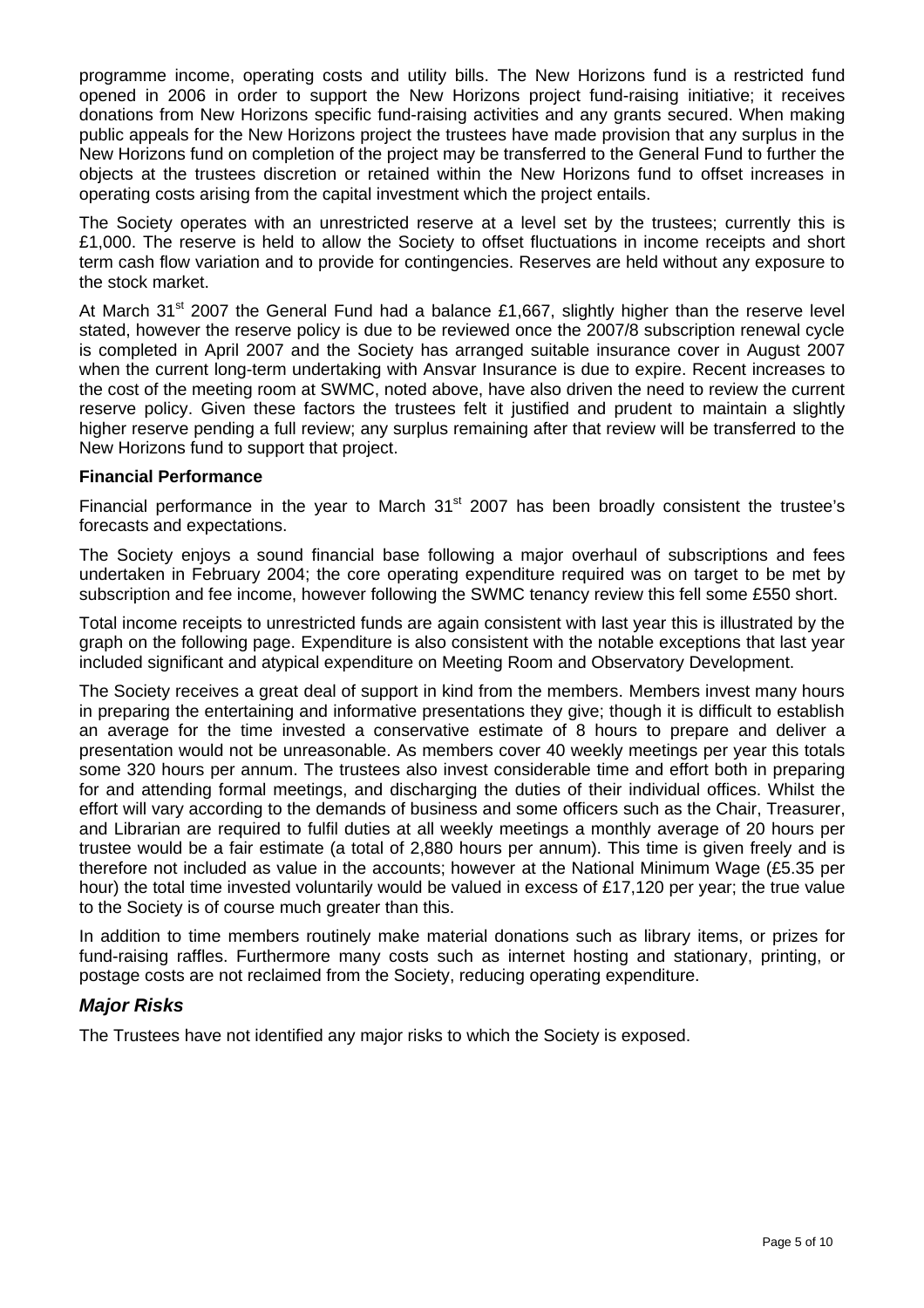programme income, operating costs and utility bills. The New Horizons fund is a restricted fund opened in 2006 in order to support the New Horizons project fund-raising initiative; it receives donations from New Horizons specific fund-raising activities and any grants secured. When making public appeals for the New Horizons project the trustees have made provision that any surplus in the New Horizons fund on completion of the project may be transferred to the General Fund to further the objects at the trustees discretion or retained within the New Horizons fund to offset increases in operating costs arising from the capital investment which the project entails.

The Society operates with an unrestricted reserve at a level set by the trustees; currently this is £1,000. The reserve is held to allow the Society to offset fluctuations in income receipts and short term cash flow variation and to provide for contingencies. Reserves are held without any exposure to the stock market.

At March 31st 2007 the General Fund had a balance £1,667, slightly higher than the reserve level stated, however the reserve policy is due to be reviewed once the 2007/8 subscription renewal cycle is completed in April 2007 and the Society has arranged suitable insurance cover in August 2007 when the current long-term undertaking with Ansvar Insurance is due to expire. Recent increases to the cost of the meeting room at SWMC, noted above, have also driven the need to review the current reserve policy. Given these factors the trustees felt it justified and prudent to maintain a slightly higher reserve pending a full review; any surplus remaining after that review will be transferred to the New Horizons fund to support that project.

**Financial Performance**

Financial performance in the year to March 31st 2007 has been broadly consistent the trustee's forecasts and expectations.

The Society enjoys a sound financial base following a major overhaul of subscriptions and fees undertaken in February 2004; the core operating expenditure required was on target to be met by subscription and fee income, however following the SWMC tenancy review this fell some £550 short.

Total income receipts to unrestricted funds are again consistent with last year this is illustrated by the graph on the following page. Expenditure is also consistent with the notable exceptions that last year included significant and atypical expenditure on Meeting Room and Observatory Development.

The Society receives a great deal of support in kind from the members. Members invest many hours in preparing the entertaining and informative presentations they give; though it is difficult to establish an average for the time invested a conservative estimate of 8 hours to prepare and deliver a presentation would not be unreasonable. As members cover 40 weekly meetings per year this totals some 320 hours per annum. The trustees also invest considerable time and effort both in preparing for and attending formal meetings, and discharging the duties of their individual offices. Whilst the effort will vary according to the demands of business and some officers such as the Chair, Treasurer, and Librarian are required to fulfil duties at all weekly meetings a monthly average of 20 hours per trustee would be a fair estimate (a total of 2,880 hours per annum). This time is given freely and is therefore not included as value in the accounts; however at the National Minimum Wage (£5.35 per hour) the total time invested voluntarily would be valued in excess of £17,120 per year; the true value to the Society is of course much greater than this.

In addition to time members routinely make material donations such as library items, or prizes for fund-raising raffles. Furthermore many costs such as internet hosting and stationary, printing, or postage costs are not reclaimed from the Society, reducing operating expenditure.

## *Major Risks*

The Trustees have not identified any major risks to which the Society is exposed.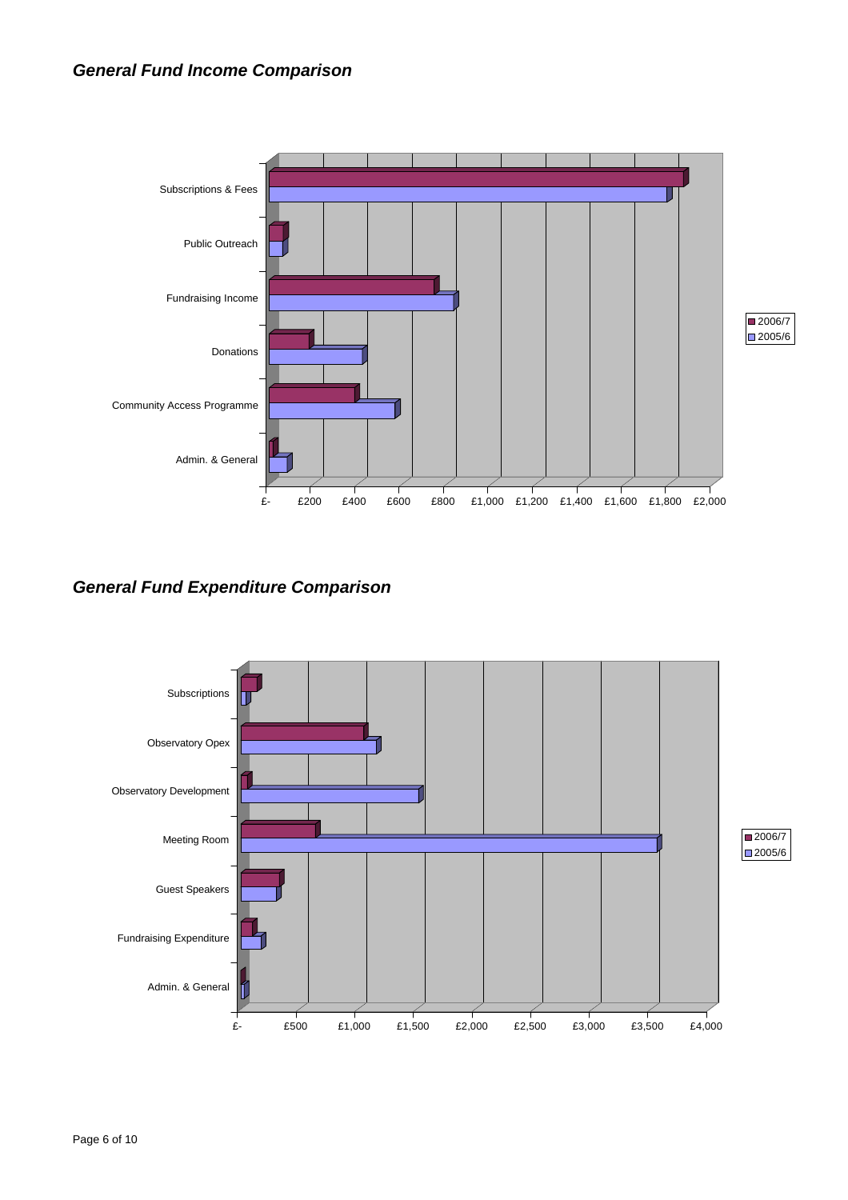## *General Fund Income Comparison*

Subscriptions & Fees
Public Outreach
Fundraising Income
Donations
Community Access Programme
Admin. & General

£- £200 £400 £600 £800 £1,000 £1,200 £1,400 £1,600 £1,800 £2,000

2006/7
2005/6

## *General Fund Expenditure Comparison*

Subscriptions
Observatory Opex
Observatory Development
Meeting Room
Guest Speakers
Fundraising Expenditure
Admin. & General

£- £500 £1,000 £1,500 £2,000 £2,500 £3,000 £3,500 £4,000

2006/7
2005/6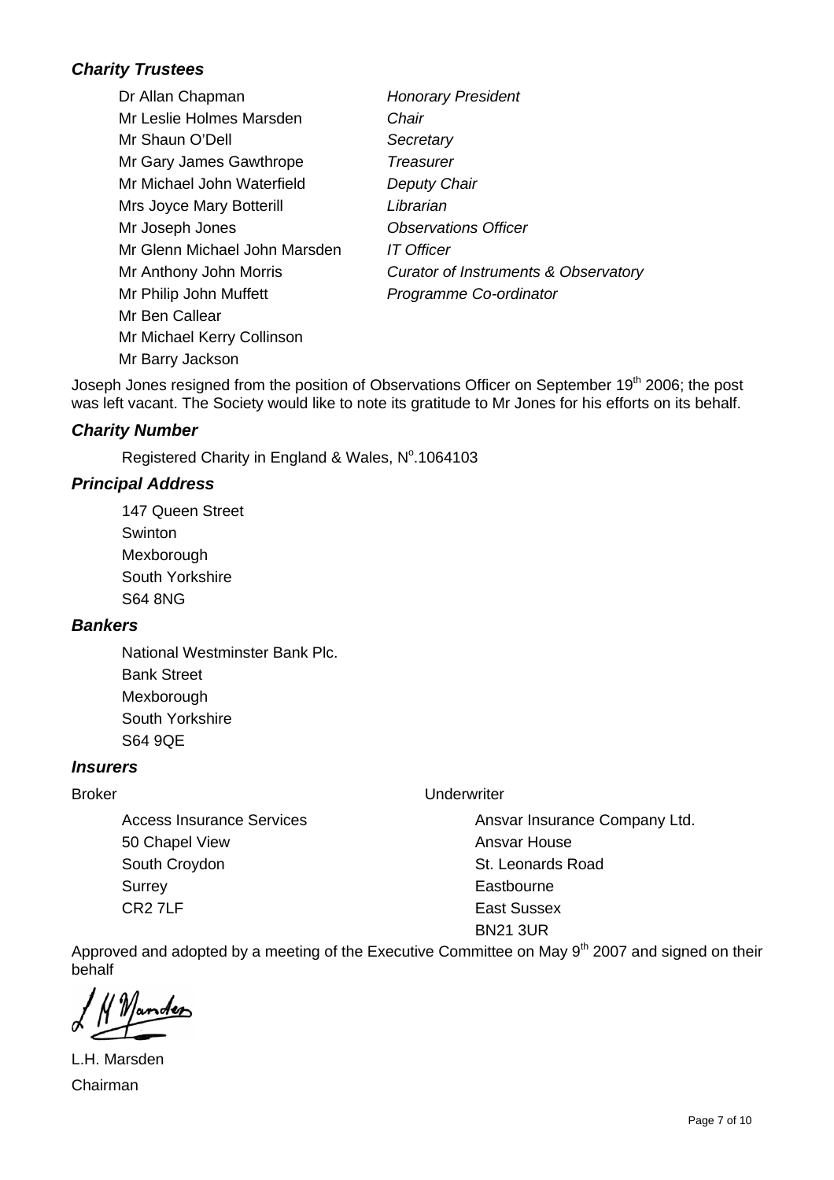### *Charity Trustees*

| | |
|---|---|
| Dr Allan Chapman | *Honorary President* |
| Mr Leslie Holmes Marsden | *Chair* |
| Mr Shaun O'Dell | *Secretary* |
| Mr Gary James Gawthrope | *Treasurer* |
| Mr Michael John Waterfield | *Deputy Chair* |
| Mrs Joyce Mary Botterill | *Librarian* |
| Mr Joseph Jones | *Observations Officer* |
| Mr Glenn Michael John Marsden | *IT Officer* |
| Mr Anthony John Morris | *Curator of Instruments & Observatory* |
| Mr Philip John Muffett | *Programme Co-ordinator* |
| Mr Ben Callear | |
| Mr Michael Kerry Collinson | |
| Mr Barry Jackson | |

Joseph Jones resigned from the position of Observations Officer on September 19th 2006; the post was left vacant. The Society would like to note its gratitude to Mr Jones for his efforts on its behalf.

### *Charity Number*

Registered Charity in England & Wales, N°.1064103

### *Principal Address*

147 Queen Street
Swinton
Mexborough
South Yorkshire
S64 8NG

### *Bankers*

National Westminster Bank Plc.
Bank Street
Mexborough
South Yorkshire
S64 9QE

### *Insurers*

Broker

Access Insurance Services
50 Chapel View
South Croydon
Surrey
CR2 7LF

Underwriter

Ansvar Insurance Company Ltd.
Ansvar House
St. Leonards Road
Eastbourne
East Sussex
BN21 3UR

Approved and adopted by a meeting of the Executive Committee on May 9th 2007 and signed on their behalf

L.H. Marsden
Chairman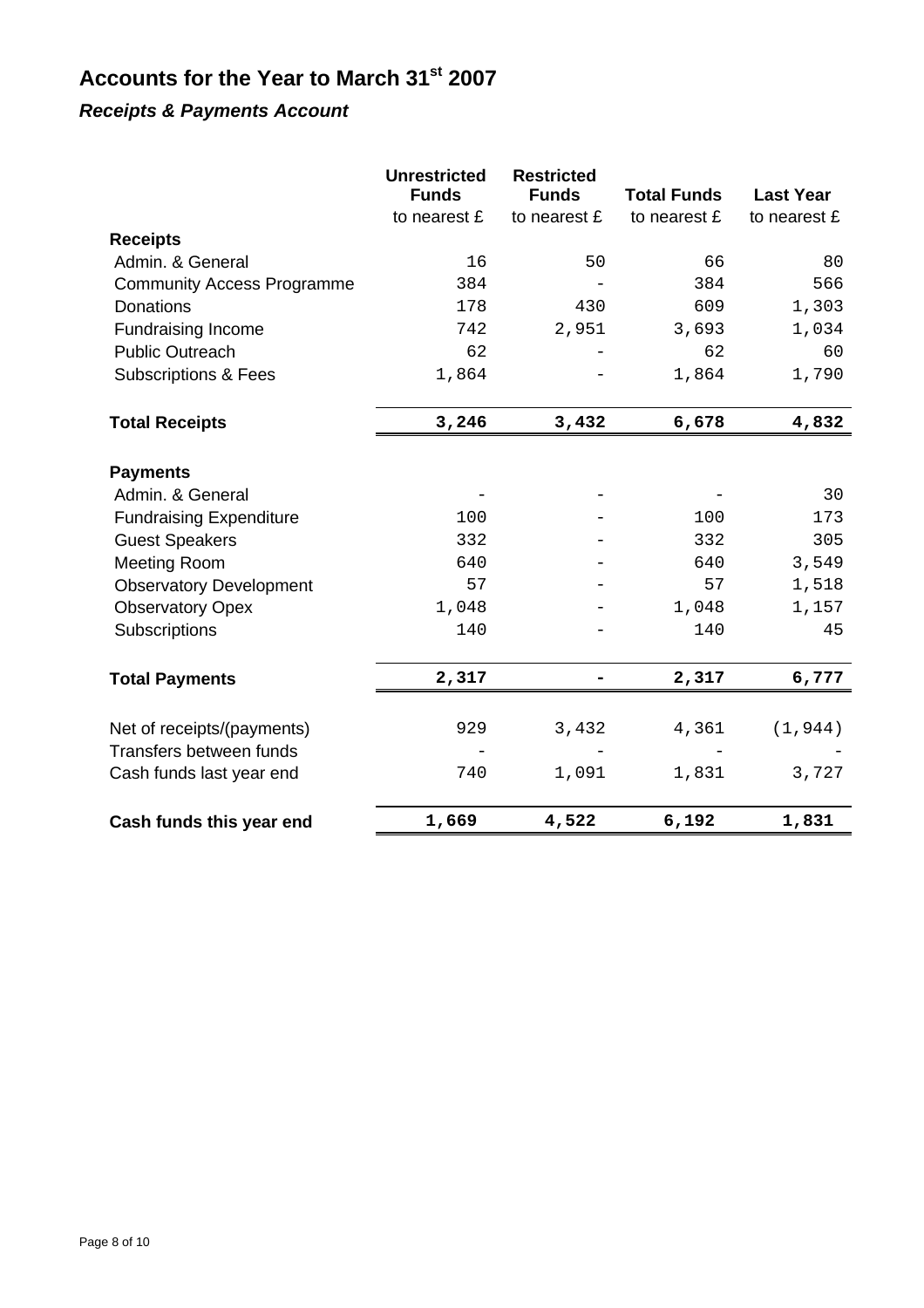# Accounts for the Year to March 31st 2007

### *Receipts & Payments Account*

| | Unrestricted Funds<br>to nearest £ | Restricted Funds<br>to nearest £ | Total Funds<br>to nearest £ | Last Year<br>to nearest £ |
|---|---|---|---|---|
| **Receipts** | | | | |
| Admin. & General | 16 | 50 | 66 | 80 |
| Community Access Programme | 384 | - | 384 | 566 |
| Donations | 178 | 430 | 609 | 1,303 |
| Fundraising Income | 742 | 2,951 | 3,693 | 1,034 |
| Public Outreach | 62 | - | 62 | 60 |
| Subscriptions & Fees | 1,864 | - | 1,864 | 1,790 |
| **Total Receipts** | **3,246** | **3,432** | **6,678** | **4,832** |
| **Payments** | | | | |
| Admin. & General | - | - | - | 30 |
| Fundraising Expenditure | 100 | - | 100 | 173 |
| Guest Speakers | 332 | - | 332 | 305 |
| Meeting Room | 640 | - | 640 | 3,549 |
| Observatory Development | 57 | - | 57 | 1,518 |
| Observatory Opex | 1,048 | - | 1,048 | 1,157 |
| Subscriptions | 140 | - | 140 | 45 |
| **Total Payments** | **2,317** | **-** | **2,317** | **6,777** |
| Net of receipts/(payments) | 929 | 3,432 | 4,361 | (1,944) |
| Transfers between funds | - | - | - | - |
| Cash funds last year end | 740 | 1,091 | 1,831 | 3,727 |
| **Cash funds this year end** | **1,669** | **4,522** | **6,192** | **1,831** |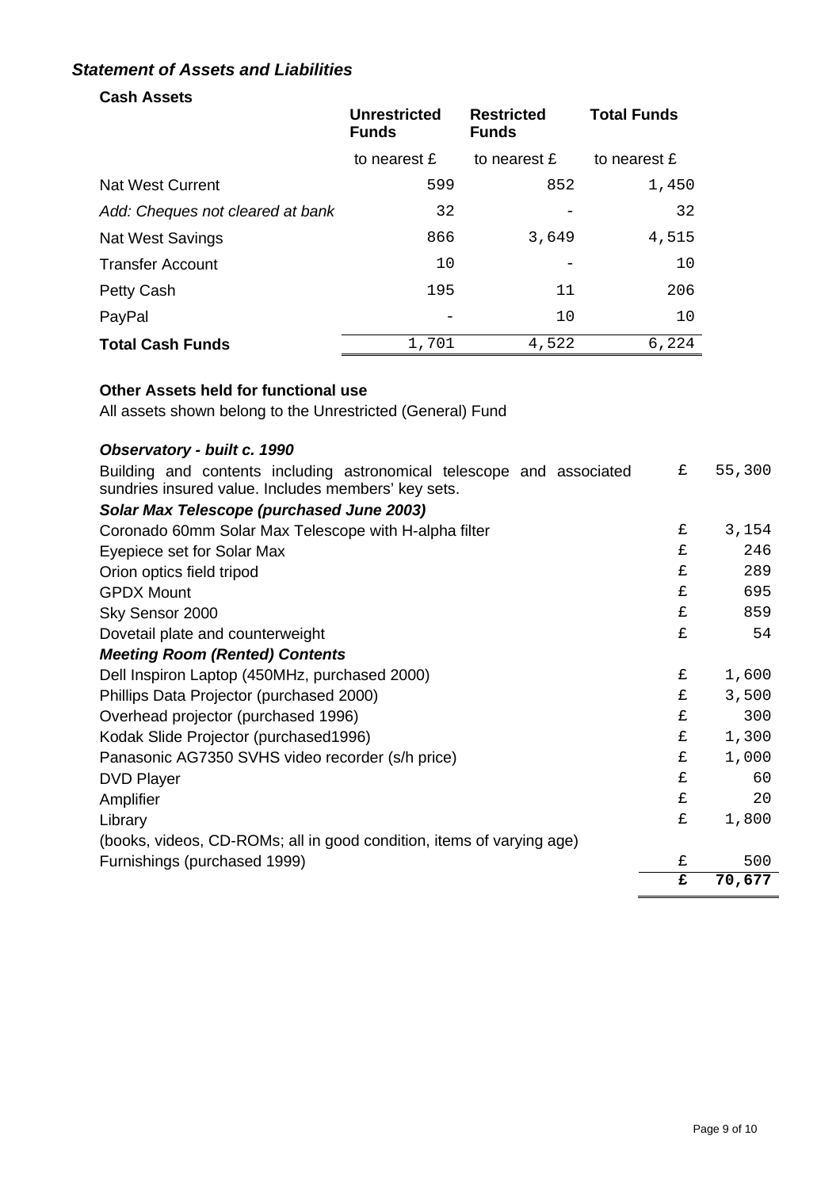### *Statement of Assets and Liabilities*

**Cash Assets**

| | **Unrestricted Funds** | **Restricted Funds** | **Total Funds** |
|---|---|---|---|
| | to nearest £ | to nearest £ | to nearest £ |
| Nat West Current | 599 | 852 | 1,450 |
| *Add: Cheques not cleared at bank* | 32 | - | 32 |
| Nat West Savings | 866 | 3,649 | 4,515 |
| Transfer Account | 10 | - | 10 |
| Petty Cash | 195 | 11 | 206 |
| PayPal | - | 10 | 10 |
| **Total Cash Funds** | 1,701 | 4,522 | 6,224 |

**Other Assets held for functional use**

All assets shown belong to the Unrestricted (General) Fund

| | | |
|---|---|---|
| ***Observatory - built c. 1990*** | | |
| Building and contents including astronomical telescope and associated sundries insured value. Includes members' key sets. | £ | 55,300 |
| ***Solar Max Telescope (purchased June 2003)*** | | |
| Coronado 60mm Solar Max Telescope with H-alpha filter | £ | 3,154 |
| Eyepiece set for Solar Max | £ | 246 |
| Orion optics field tripod | £ | 289 |
| GPDX Mount | £ | 695 |
| Sky Sensor 2000 | £ | 859 |
| Dovetail plate and counterweight | £ | 54 |
| ***Meeting Room (Rented) Contents*** | | |
| Dell Inspiron Laptop (450MHz, purchased 2000) | £ | 1,600 |
| Phillips Data Projector (purchased 2000) | £ | 3,500 |
| Overhead projector (purchased 1996) | £ | 300 |
| Kodak Slide Projector (purchased1996) | £ | 1,300 |
| Panasonic AG7350 SVHS video recorder (s/h price) | £ | 1,000 |
| DVD Player | £ | 60 |
| Amplifier | £ | 20 |
| Library (books, videos, CD-ROMs; all in good condition, items of varying age) | £ | 1,800 |
| Furnishings (purchased 1999) | £ | 500 |
| | **£** | **70,677** |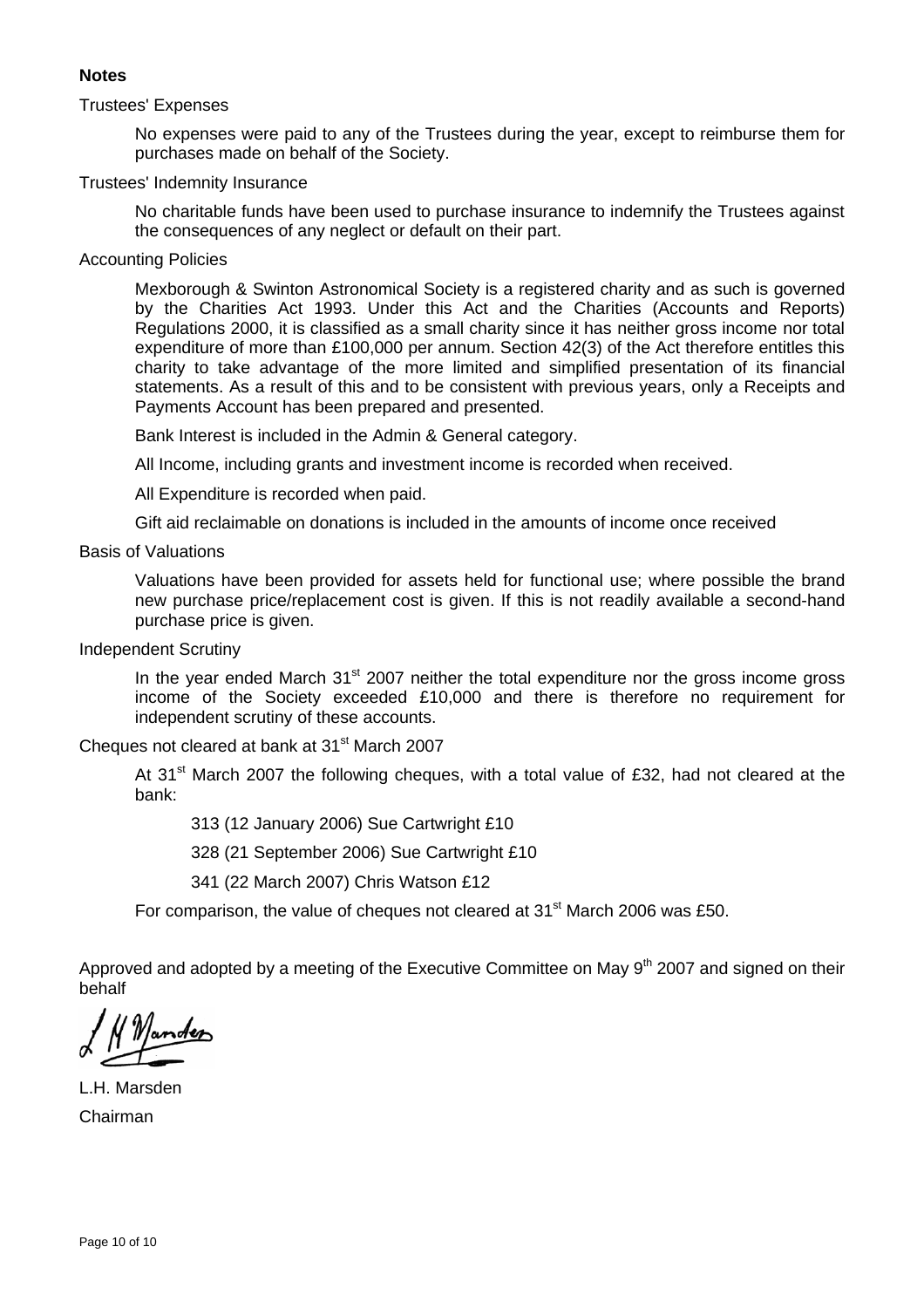**Notes**

Trustees' Expenses

No expenses were paid to any of the Trustees during the year, except to reimburse them for purchases made on behalf of the Society.

Trustees' Indemnity Insurance

No charitable funds have been used to purchase insurance to indemnify the Trustees against the consequences of any neglect or default on their part.

Accounting Policies

Mexborough & Swinton Astronomical Society is a registered charity and as such is governed by the Charities Act 1993. Under this Act and the Charities (Accounts and Reports) Regulations 2000, it is classified as a small charity since it has neither gross income nor total expenditure of more than £100,000 per annum. Section 42(3) of the Act therefore entitles this charity to take advantage of the more limited and simplified presentation of its financial statements. As a result of this and to be consistent with previous years, only a Receipts and Payments Account has been prepared and presented.

Bank Interest is included in the Admin & General category.

All Income, including grants and investment income is recorded when received.

All Expenditure is recorded when paid.

Gift aid reclaimable on donations is included in the amounts of income once received

Basis of Valuations

Valuations have been provided for assets held for functional use; where possible the brand new purchase price/replacement cost is given. If this is not readily available a second-hand purchase price is given.

Independent Scrutiny

In the year ended March 31st 2007 neither the total expenditure nor the gross income gross income of the Society exceeded £10,000 and there is therefore no requirement for independent scrutiny of these accounts.

Cheques not cleared at bank at 31st March 2007

At 31st March 2007 the following cheques, with a total value of £32, had not cleared at the bank:

313 (12 January 2006) Sue Cartwright £10

328 (21 September 2006) Sue Cartwright £10

341 (22 March 2007) Chris Watson £12

For comparison, the value of cheques not cleared at 31st March 2006 was £50.

Approved and adopted by a meeting of the Executive Committee on May 9th 2007 and signed on their behalf

L.H. Marsden

Chairman